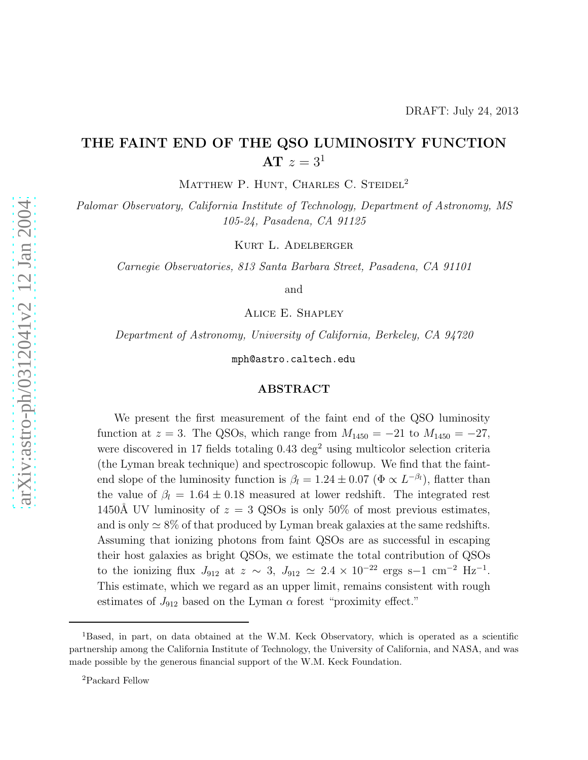DRAFT: July 24, 2013

# THE FAINT END OF THE QSO LUMINOSITY FUNCTION AT $z = 3$[1]

Matthew P. Hunt, Charles C. Steidel[2]

*Palomar Observatory, California Institute of Technology, Department of Astronomy, MS 105-24, Pasadena, CA 91125*

Kurt L. Adelberger

*Carnegie Observatories, 813 Santa Barbara Street, Pasadena, CA 91101*

and

Alice E. Shapley

*Department of Astronomy, University of California, Berkeley, CA 94720*

mph@astro.caltech.edu

## ABSTRACT

We present the first measurement of the faint end of the QSO luminosity function at $z = 3$. The QSOs, which range from $M_{1450} = -21$ to $M_{1450} = -27$, were discovered in 17 fields totaling 0.43 deg$^2$ using multicolor selection criteria (the Lyman break technique) and spectroscopic followup. We find that the faint-end slope of the luminosity function is $\beta_l = 1.24 \pm 0.07$ ($\Phi \propto L^{-\beta_l}$), flatter than the value of $\beta_l = 1.64 \pm 0.18$ measured at lower redshift. The integrated rest 1450Å UV luminosity of $z = 3$ QSOs is only 50% of most previous estimates, and is only $\simeq 8\%$ of that produced by Lyman break galaxies at the same redshifts. Assuming that ionizing photons from faint QSOs are as successful in escaping their host galaxies as bright QSOs, we estimate the total contribution of QSOs to the ionizing flux $J_{912}$ at $z \sim 3$, $J_{912} \simeq 2.4 \times 10^{-22}$ ergs s−1 cm$^{-2}$ Hz$^{-1}$. This estimate, which we regard as an upper limit, remains consistent with rough estimates of $J_{912}$ based on the Lyman $\alpha$ forest "proximity effect."

---

[1]Based, in part, on data obtained at the W.M. Keck Observatory, which is operated as a scientific partnership among the California Institute of Technology, the University of California, and NASA, and was made possible by the generous financial support of the W.M. Keck Foundation.

[2]Packard Fellow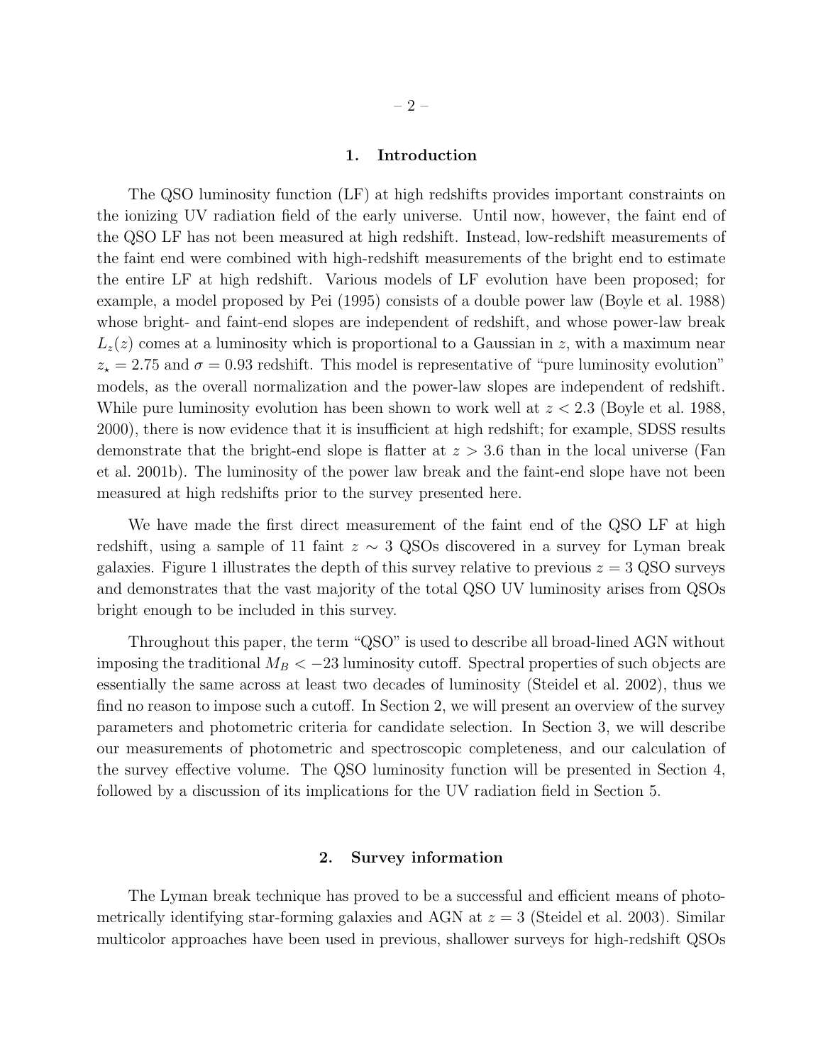## 1. Introduction

The QSO luminosity function (LF) at high redshifts provides important constraints on the ionizing UV radiation field of the early universe. Until now, however, the faint end of the QSO LF has not been measured at high redshift. Instead, low-redshift measurements of the faint end were combined with high-redshift measurements of the bright end to estimate the entire LF at high redshift. Various models of LF evolution have been proposed; for example, a model proposed by Pei (1995) consists of a double power law (Boyle et al. 1988) whose bright- and faint-end slopes are independent of redshift, and whose power-law break $L_z(z)$ comes at a luminosity which is proportional to a Gaussian in $z$, with a maximum near $z_\star = 2.75$ and $\sigma = 0.93$ redshift. This model is representative of "pure luminosity evolution" models, as the overall normalization and the power-law slopes are independent of redshift. While pure luminosity evolution has been shown to work well at $z < 2.3$ (Boyle et al. 1988, 2000), there is now evidence that it is insufficient at high redshift; for example, SDSS results demonstrate that the bright-end slope is flatter at $z > 3.6$ than in the local universe (Fan et al. 2001b). The luminosity of the power law break and the faint-end slope have not been measured at high redshifts prior to the survey presented here.

We have made the first direct measurement of the faint end of the QSO LF at high redshift, using a sample of 11 faint $z \sim 3$ QSOs discovered in a survey for Lyman break galaxies. Figure 1 illustrates the depth of this survey relative to previous $z = 3$ QSO surveys and demonstrates that the vast majority of the total QSO UV luminosity arises from QSOs bright enough to be included in this survey.

Throughout this paper, the term "QSO" is used to describe all broad-lined AGN without imposing the traditional $M_B < -23$ luminosity cutoff. Spectral properties of such objects are essentially the same across at least two decades of luminosity (Steidel et al. 2002), thus we find no reason to impose such a cutoff. In Section 2, we will present an overview of the survey parameters and photometric criteria for candidate selection. In Section 3, we will describe our measurements of photometric and spectroscopic completeness, and our calculation of the survey effective volume. The QSO luminosity function will be presented in Section 4, followed by a discussion of its implications for the UV radiation field in Section 5.

## 2. Survey information

The Lyman break technique has proved to be a successful and efficient means of photometrically identifying star-forming galaxies and AGN at $z = 3$ (Steidel et al. 2003). Similar multicolor approaches have been used in previous, shallower surveys for high-redshift QSOs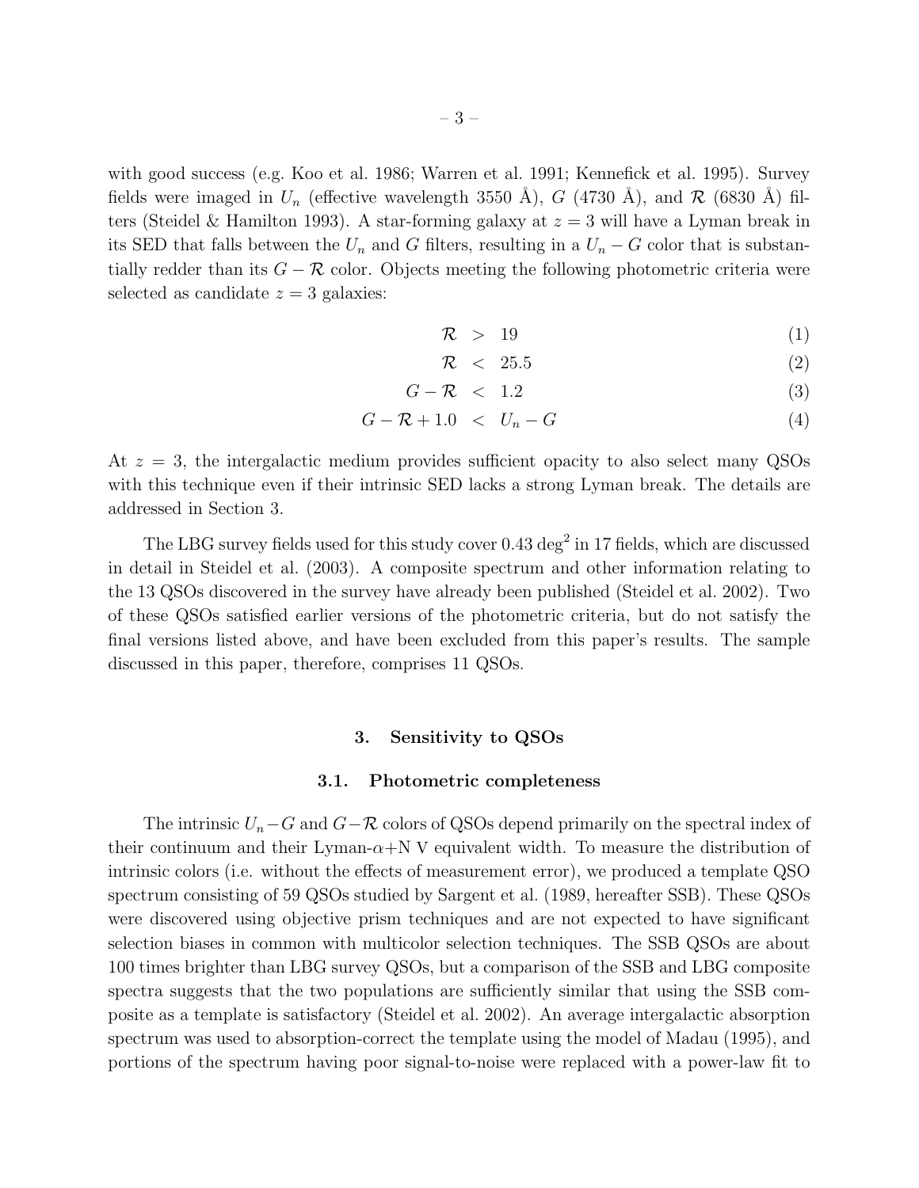with good success (e.g. Koo et al. 1986; Warren et al. 1991; Kennefick et al. 1995). Survey fields were imaged in $U_n$ (effective wavelength 3550 Å), $G$ (4730 Å), and $\mathcal{R}$ (6830 Å) filters (Steidel & Hamilton 1993). A star-forming galaxy at $z = 3$ will have a Lyman break in its SED that falls between the $U_n$ and $G$ filters, resulting in a $U_n - G$ color that is substantially redder than its $G - \mathcal{R}$ color. Objects meeting the following photometric criteria were selected as candidate $z = 3$ galaxies:

$$\mathcal{R} > 19 \tag{1}$$

$$\mathcal{R} < 25.5 \tag{2}$$

$$G - \mathcal{R} < 1.2 \tag{3}$$

$$G - \mathcal{R} + 1.0 < U_n - G \tag{4}$$

At $z = 3$, the intergalactic medium provides sufficient opacity to also select many QSOs with this technique even if their intrinsic SED lacks a strong Lyman break. The details are addressed in Section 3.

The LBG survey fields used for this study cover 0.43 deg$^2$ in 17 fields, which are discussed in detail in Steidel et al. (2003). A composite spectrum and other information relating to the 13 QSOs discovered in the survey have already been published (Steidel et al. 2002). Two of these QSOs satisfied earlier versions of the photometric criteria, but do not satisfy the final versions listed above, and have been excluded from this paper's results. The sample discussed in this paper, therefore, comprises 11 QSOs.

## 3. Sensitivity to QSOs

### 3.1. Photometric completeness

The intrinsic $U_n - G$ and $G - \mathcal{R}$ colors of QSOs depend primarily on the spectral index of their continuum and their Lyman-$\alpha$+N V equivalent width. To measure the distribution of intrinsic colors (i.e. without the effects of measurement error), we produced a template QSO spectrum consisting of 59 QSOs studied by Sargent et al. (1989, hereafter SSB). These QSOs were discovered using objective prism techniques and are not expected to have significant selection biases in common with multicolor selection techniques. The SSB QSOs are about 100 times brighter than LBG survey QSOs, but a comparison of the SSB and LBG composite spectra suggests that the two populations are sufficiently similar that using the SSB composite as a template is satisfactory (Steidel et al. 2002). An average intergalactic absorption spectrum was used to absorption-correct the template using the model of Madau (1995), and portions of the spectrum having poor signal-to-noise were replaced with a power-law fit to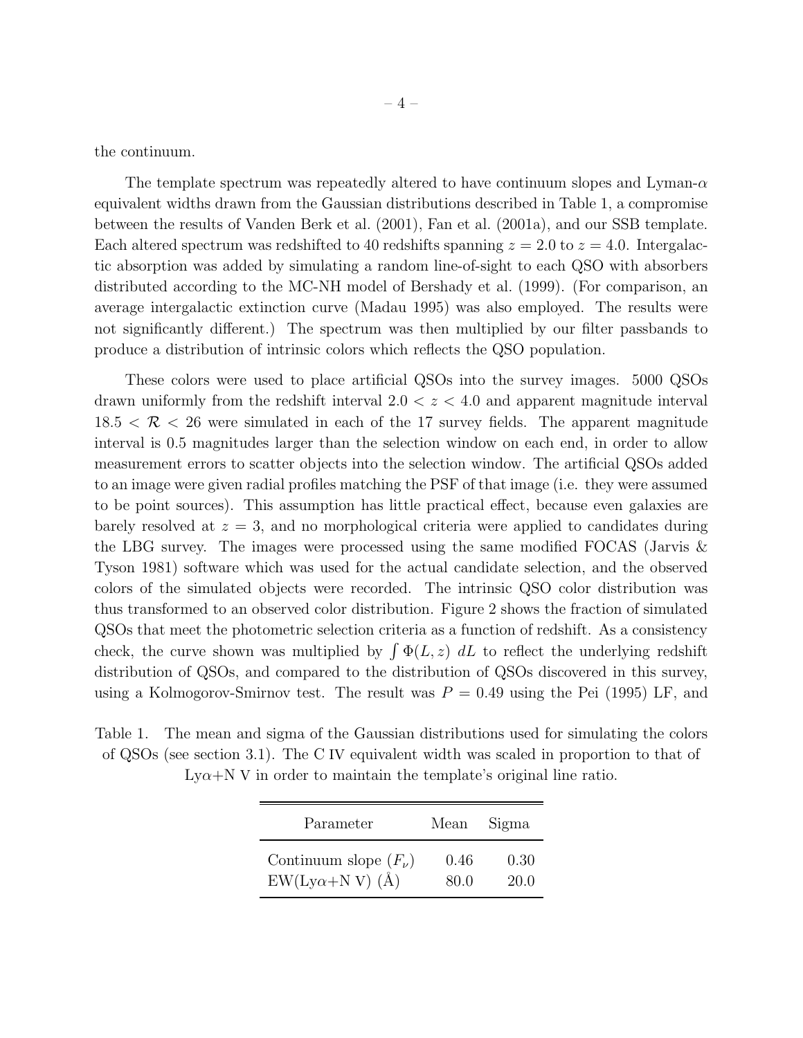the continuum.

The template spectrum was repeatedly altered to have continuum slopes and Lyman-$\alpha$ equivalent widths drawn from the Gaussian distributions described in Table 1, a compromise between the results of Vanden Berk et al. (2001), Fan et al. (2001a), and our SSB template. Each altered spectrum was redshifted to 40 redshifts spanning $z = 2.0$ to $z = 4.0$. Intergalactic absorption was added by simulating a random line-of-sight to each QSO with absorbers distributed according to the MC-NH model of Bershady et al. (1999). (For comparison, an average intergalactic extinction curve (Madau 1995) was also employed. The results were not significantly different.) The spectrum was then multiplied by our filter passbands to produce a distribution of intrinsic colors which reflects the QSO population.

These colors were used to place artificial QSOs into the survey images. 5000 QSOs drawn uniformly from the redshift interval $2.0 < z < 4.0$ and apparent magnitude interval $18.5 < \mathcal{R} < 26$ were simulated in each of the 17 survey fields. The apparent magnitude interval is 0.5 magnitudes larger than the selection window on each end, in order to allow measurement errors to scatter objects into the selection window. The artificial QSOs added to an image were given radial profiles matching the PSF of that image (i.e. they were assumed to be point sources). This assumption has little practical effect, because even galaxies are barely resolved at $z = 3$, and no morphological criteria were applied to candidates during the LBG survey. The images were processed using the same modified FOCAS (Jarvis & Tyson 1981) software which was used for the actual candidate selection, and the observed colors of the simulated objects were recorded. The intrinsic QSO color distribution was thus transformed to an observed color distribution. Figure 2 shows the fraction of simulated QSOs that meet the photometric selection criteria as a function of redshift. As a consistency check, the curve shown was multiplied by $\int \Phi(L, z)\ dL$ to reflect the underlying redshift distribution of QSOs, and compared to the distribution of QSOs discovered in this survey, using a Kolmogorov-Smirnov test. The result was $P = 0.49$ using the Pei (1995) LF, and

Table 1. The mean and sigma of the Gaussian distributions used for simulating the colors of QSOs (see section 3.1). The C IV equivalent width was scaled in proportion to that of Ly$\alpha$+N V in order to maintain the template's original line ratio.

| Parameter | Mean | Sigma |
|---|---|---|
| Continuum slope ($F_\nu$) | 0.46 | 0.30 |
| EW(Ly$\alpha$+N V) (Å) | 80.0 | 20.0 |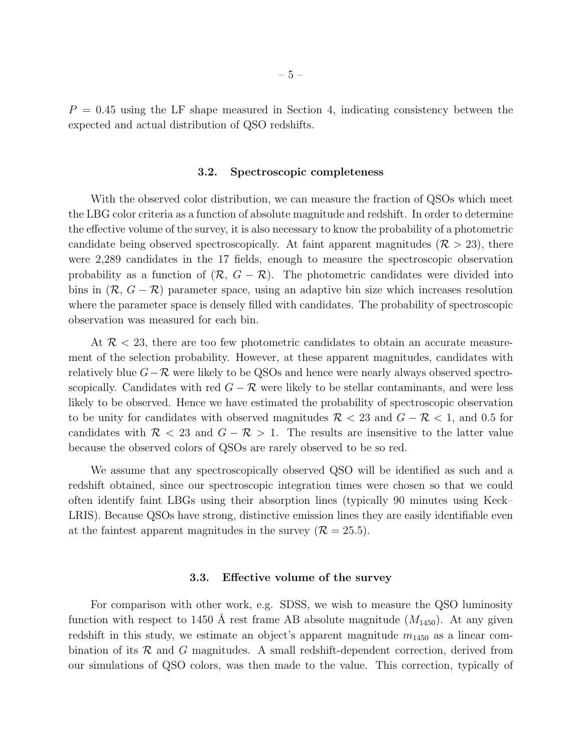$P = 0.45$ using the LF shape measured in Section 4, indicating consistency between the expected and actual distribution of QSO redshifts.

### 3.2. Spectroscopic completeness

With the observed color distribution, we can measure the fraction of QSOs which meet the LBG color criteria as a function of absolute magnitude and redshift. In order to determine the effective volume of the survey, it is also necessary to know the probability of a photometric candidate being observed spectroscopically. At faint apparent magnitudes ($\mathcal{R} > 23$), there were 2,289 candidates in the 17 fields, enough to measure the spectroscopic observation probability as a function of ($\mathcal{R}$, $G - \mathcal{R}$). The photometric candidates were divided into bins in ($\mathcal{R}$, $G - \mathcal{R}$) parameter space, using an adaptive bin size which increases resolution where the parameter space is densely filled with candidates. The probability of spectroscopic observation was measured for each bin.

At $\mathcal{R} < 23$, there are too few photometric candidates to obtain an accurate measurement of the selection probability. However, at these apparent magnitudes, candidates with relatively blue $G - \mathcal{R}$ were likely to be QSOs and hence were nearly always observed spectroscopically. Candidates with red $G - \mathcal{R}$ were likely to be stellar contaminants, and were less likely to be observed. Hence we have estimated the probability of spectroscopic observation to be unity for candidates with observed magnitudes $\mathcal{R} < 23$ and $G - \mathcal{R} < 1$, and 0.5 for candidates with $\mathcal{R} < 23$ and $G - \mathcal{R} > 1$. The results are insensitive to the latter value because the observed colors of QSOs are rarely observed to be so red.

We assume that any spectroscopically observed QSO will be identified as such and a redshift obtained, since our spectroscopic integration times were chosen so that we could often identify faint LBGs using their absorption lines (typically 90 minutes using Keck–LRIS). Because QSOs have strong, distinctive emission lines they are easily identifiable even at the faintest apparent magnitudes in the survey ($\mathcal{R} = 25.5$).

### 3.3. Effective volume of the survey

For comparison with other work, e.g. SDSS, we wish to measure the QSO luminosity function with respect to 1450 Å rest frame AB absolute magnitude ($M_{1450}$). At any given redshift in this study, we estimate an object's apparent magnitude $m_{1450}$ as a linear combination of its $\mathcal{R}$ and $G$ magnitudes. A small redshift-dependent correction, derived from our simulations of QSO colors, was then made to the value. This correction, typically of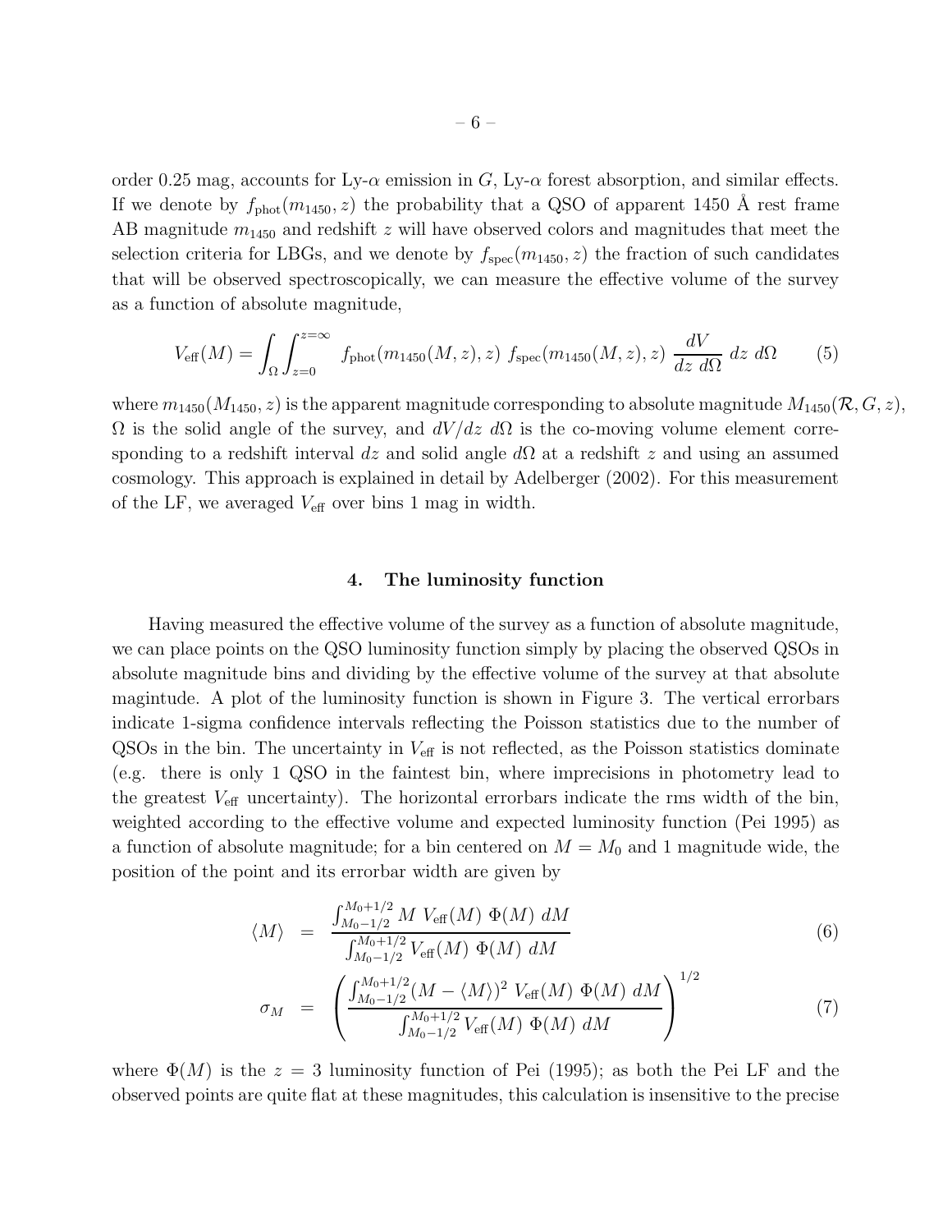order 0.25 mag, accounts for Ly-$\alpha$ emission in $G$, Ly-$\alpha$ forest absorption, and similar effects. If we denote by $f_{\rm phot}(m_{1450}, z)$ the probability that a QSO of apparent 1450 Å rest frame AB magnitude $m_{1450}$ and redshift $z$ will have observed colors and magnitudes that meet the selection criteria for LBGs, and we denote by $f_{\rm spec}(m_{1450}, z)$ the fraction of such candidates that will be observed spectroscopically, we can measure the effective volume of the survey as a function of absolute magnitude,

$$V_{\rm eff}(M) = \int_{\Omega} \int_{z=0}^{z=\infty} f_{\rm phot}(m_{1450}(M,z), z)\ f_{\rm spec}(m_{1450}(M,z), z)\ \frac{dV}{dz\ d\Omega}\ dz\ d\Omega \tag{5}$$

where $m_{1450}(M_{1450}, z)$ is the apparent magnitude corresponding to absolute magnitude $M_{1450}(\mathcal{R}, G, z)$, $\Omega$ is the solid angle of the survey, and $dV/dz\ d\Omega$ is the co-moving volume element corresponding to a redshift interval $dz$ and solid angle $d\Omega$ at a redshift $z$ and using an assumed cosmology. This approach is explained in detail by Adelberger (2002). For this measurement of the LF, we averaged $V_{\rm eff}$ over bins 1 mag in width.

## 4. The luminosity function

Having measured the effective volume of the survey as a function of absolute magnitude, we can place points on the QSO luminosity function simply by placing the observed QSOs in absolute magnitude bins and dividing by the effective volume of the survey at that absolute magintude. A plot of the luminosity function is shown in Figure 3. The vertical errorbars indicate 1-sigma confidence intervals reflecting the Poisson statistics due to the number of QSOs in the bin. The uncertainty in $V_{\rm eff}$ is not reflected, as the Poisson statistics dominate (e.g. there is only 1 QSO in the faintest bin, where imprecisions in photometry lead to the greatest $V_{\rm eff}$ uncertainty). The horizontal errorbars indicate the rms width of the bin, weighted according to the effective volume and expected luminosity function (Pei 1995) as a function of absolute magnitude; for a bin centered on $M = M_0$ and 1 magnitude wide, the position of the point and its errorbar width are given by

$$\langle M \rangle = \frac{\int_{M_0-1/2}^{M_0+1/2} M\ V_{\rm eff}(M)\ \Phi(M)\ dM}{\int_{M_0-1/2}^{M_0+1/2} V_{\rm eff}(M)\ \Phi(M)\ dM} \tag{6}$$

$$\sigma_M = \left( \frac{\int_{M_0-1/2}^{M_0+1/2} (M - \langle M \rangle)^2\ V_{\rm eff}(M)\ \Phi(M)\ dM}{\int_{M_0-1/2}^{M_0+1/2} V_{\rm eff}(M)\ \Phi(M)\ dM} \right)^{1/2} \tag{7}$$

where $\Phi(M)$ is the $z = 3$ luminosity function of Pei (1995); as both the Pei LF and the observed points are quite flat at these magnitudes, this calculation is insensitive to the precise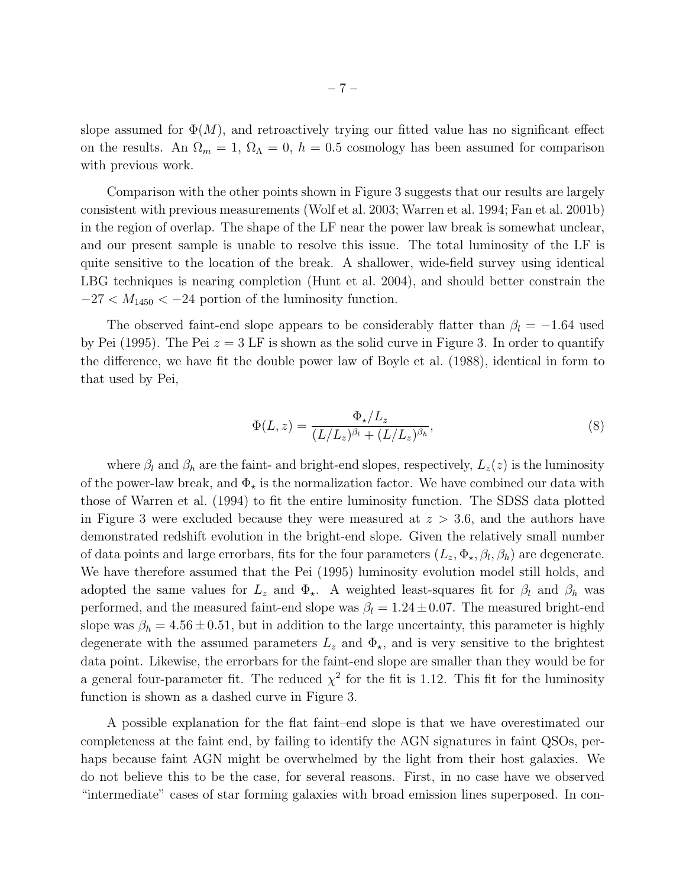slope assumed for $\Phi(M)$, and retroactively trying our fitted value has no significant effect on the results. An $\Omega_m = 1$, $\Omega_\Lambda = 0$, $h = 0.5$ cosmology has been assumed for comparison with previous work.

Comparison with the other points shown in Figure 3 suggests that our results are largely consistent with previous measurements (Wolf et al. 2003; Warren et al. 1994; Fan et al. 2001b) in the region of overlap. The shape of the LF near the power law break is somewhat unclear, and our present sample is unable to resolve this issue. The total luminosity of the LF is quite sensitive to the location of the break. A shallower, wide-field survey using identical LBG techniques is nearing completion (Hunt et al. 2004), and should better constrain the $-27 < M_{1450} < -24$ portion of the luminosity function.

The observed faint-end slope appears to be considerably flatter than $\beta_l = -1.64$ used by Pei (1995). The Pei $z = 3$ LF is shown as the solid curve in Figure 3. In order to quantify the difference, we have fit the double power law of Boyle et al. (1988), identical in form to that used by Pei,

$$\Phi(L, z) = \frac{\Phi_\star / L_z}{(L/L_z)^{\beta_l} + (L/L_z)^{\beta_h}}, \tag{8}$$

where $\beta_l$ and $\beta_h$ are the faint- and bright-end slopes, respectively, $L_z(z)$ is the luminosity of the power-law break, and $\Phi_\star$ is the normalization factor. We have combined our data with those of Warren et al. (1994) to fit the entire luminosity function. The SDSS data plotted in Figure 3 were excluded because they were measured at $z > 3.6$, and the authors have demonstrated redshift evolution in the bright-end slope. Given the relatively small number of data points and large errorbars, fits for the four parameters $(L_z, \Phi_\star, \beta_l, \beta_h)$ are degenerate. We have therefore assumed that the Pei (1995) luminosity evolution model still holds, and adopted the same values for $L_z$ and $\Phi_\star$. A weighted least-squares fit for $\beta_l$ and $\beta_h$ was performed, and the measured faint-end slope was $\beta_l = 1.24 \pm 0.07$. The measured bright-end slope was $\beta_h = 4.56 \pm 0.51$, but in addition to the large uncertainty, this parameter is highly degenerate with the assumed parameters $L_z$ and $\Phi_\star$, and is very sensitive to the brightest data point. Likewise, the errorbars for the faint-end slope are smaller than they would be for a general four-parameter fit. The reduced $\chi^2$ for the fit is 1.12. This fit for the luminosity function is shown as a dashed curve in Figure 3.

A possible explanation for the flat faint–end slope is that we have overestimated our completeness at the faint end, by failing to identify the AGN signatures in faint QSOs, perhaps because faint AGN might be overwhelmed by the light from their host galaxies. We do not believe this to be the case, for several reasons. First, in no case have we observed "intermediate" cases of star forming galaxies with broad emission lines superposed. In con-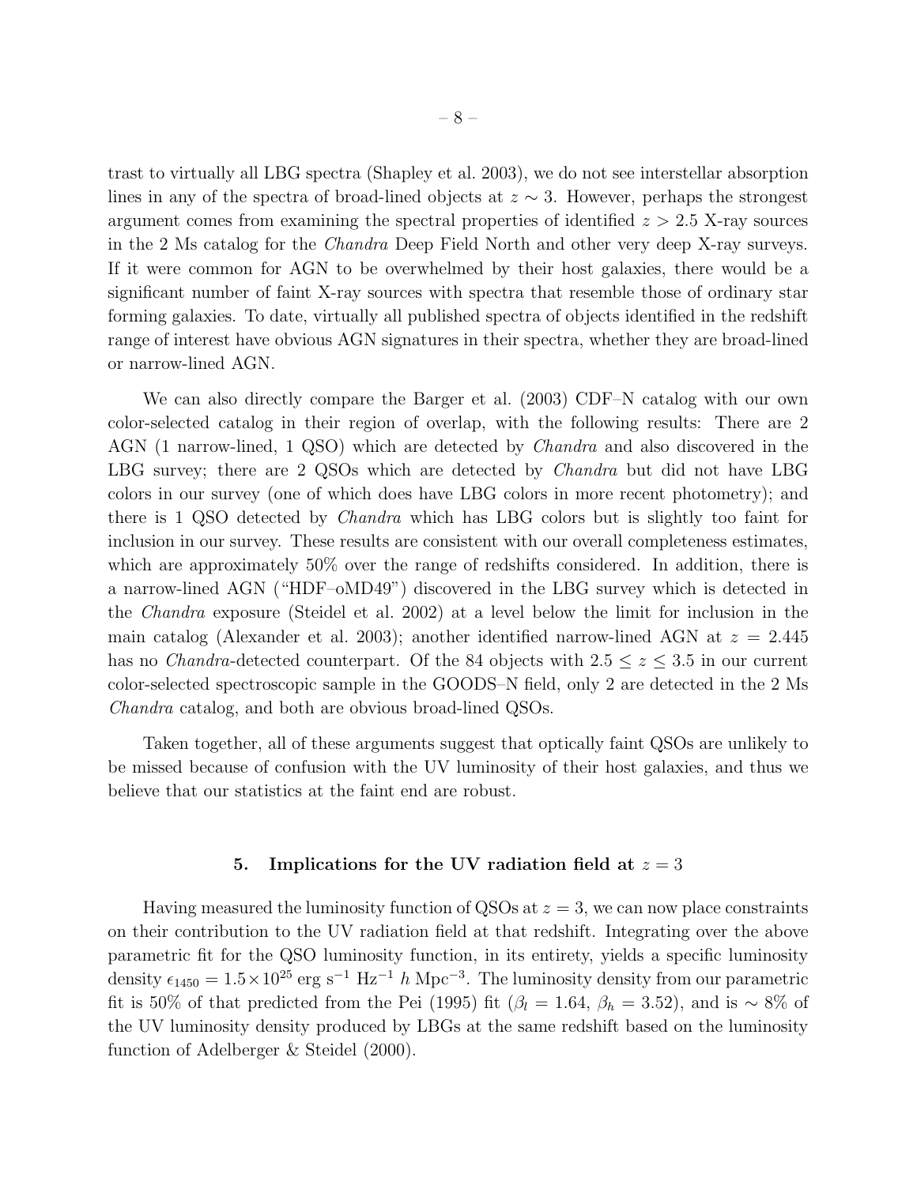trast to virtually all LBG spectra (Shapley et al. 2003), we do not see interstellar absorption lines in any of the spectra of broad-lined objects at $z \sim 3$. However, perhaps the strongest argument comes from examining the spectral properties of identified $z > 2.5$ X-ray sources in the 2 Ms catalog for the *Chandra* Deep Field North and other very deep X-ray surveys. If it were common for AGN to be overwhelmed by their host galaxies, there would be a significant number of faint X-ray sources with spectra that resemble those of ordinary star forming galaxies. To date, virtually all published spectra of objects identified in the redshift range of interest have obvious AGN signatures in their spectra, whether they are broad-lined or narrow-lined AGN.

We can also directly compare the Barger et al. (2003) CDF–N catalog with our own color-selected catalog in their region of overlap, with the following results: There are 2 AGN (1 narrow-lined, 1 QSO) which are detected by *Chandra* and also discovered in the LBG survey; there are 2 QSOs which are detected by *Chandra* but did not have LBG colors in our survey (one of which does have LBG colors in more recent photometry); and there is 1 QSO detected by *Chandra* which has LBG colors but is slightly too faint for inclusion in our survey. These results are consistent with our overall completeness estimates, which are approximately 50% over the range of redshifts considered. In addition, there is a narrow-lined AGN ("HDF–oMD49") discovered in the LBG survey which is detected in the *Chandra* exposure (Steidel et al. 2002) at a level below the limit for inclusion in the main catalog (Alexander et al. 2003); another identified narrow-lined AGN at $z = 2.445$ has no *Chandra*-detected counterpart. Of the 84 objects with $2.5 \leq z \leq 3.5$ in our current color-selected spectroscopic sample in the GOODS–N field, only 2 are detected in the 2 Ms *Chandra* catalog, and both are obvious broad-lined QSOs.

Taken together, all of these arguments suggest that optically faint QSOs are unlikely to be missed because of confusion with the UV luminosity of their host galaxies, and thus we believe that our statistics at the faint end are robust.

## 5. Implications for the UV radiation field at $z = 3$

Having measured the luminosity function of QSOs at $z = 3$, we can now place constraints on their contribution to the UV radiation field at that redshift. Integrating over the above parametric fit for the QSO luminosity function, in its entirety, yields a specific luminosity density $\epsilon_{1450} = 1.5 \times 10^{25}$ erg s$^{-1}$ Hz$^{-1}$ $h$ Mpc$^{-3}$. The luminosity density from our parametric fit is 50% of that predicted from the Pei (1995) fit ($\beta_l = 1.64$, $\beta_h = 3.52$), and is $\sim 8\%$ of the UV luminosity density produced by LBGs at the same redshift based on the luminosity function of Adelberger & Steidel (2000).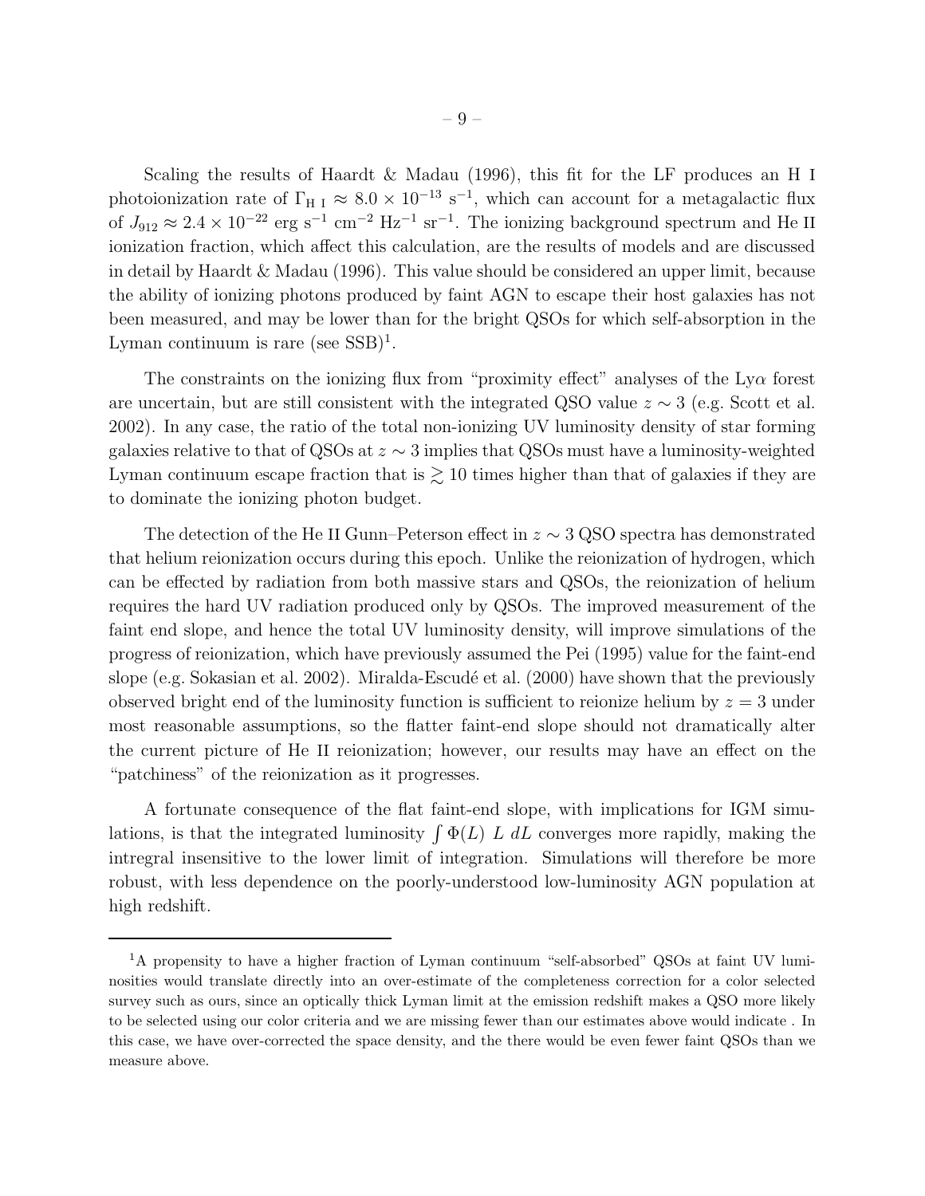Scaling the results of Haardt & Madau (1996), this fit for the LF produces an H I photoionization rate of $\Gamma_{\rm H\ I} \approx 8.0 \times 10^{-13}$ s$^{-1}$, which can account for a metagalactic flux of $J_{912} \approx 2.4 \times 10^{-22}$ erg s$^{-1}$ cm$^{-2}$ Hz$^{-1}$ sr$^{-1}$. The ionizing background spectrum and He II ionization fraction, which affect this calculation, are the results of models and are discussed in detail by Haardt & Madau (1996). This value should be considered an upper limit, because the ability of ionizing photons produced by faint AGN to escape their host galaxies has not been measured, and may be lower than for the bright QSOs for which self-absorption in the Lyman continuum is rare (see SSB)[1].

The constraints on the ionizing flux from "proximity effect" analyses of the Ly$\alpha$ forest are uncertain, but are still consistent with the integrated QSO value $z \sim 3$ (e.g. Scott et al. 2002). In any case, the ratio of the total non-ionizing UV luminosity density of star forming galaxies relative to that of QSOs at $z \sim 3$ implies that QSOs must have a luminosity-weighted Lyman continuum escape fraction that is $\gtrsim 10$ times higher than that of galaxies if they are to dominate the ionizing photon budget.

The detection of the He II Gunn–Peterson effect in $z \sim 3$ QSO spectra has demonstrated that helium reionization occurs during this epoch. Unlike the reionization of hydrogen, which can be effected by radiation from both massive stars and QSOs, the reionization of helium requires the hard UV radiation produced only by QSOs. The improved measurement of the faint end slope, and hence the total UV luminosity density, will improve simulations of the progress of reionization, which have previously assumed the Pei (1995) value for the faint-end slope (e.g. Sokasian et al. 2002). Miralda-Escudé et al. (2000) have shown that the previously observed bright end of the luminosity function is sufficient to reionize helium by $z = 3$ under most reasonable assumptions, so the flatter faint-end slope should not dramatically alter the current picture of He II reionization; however, our results may have an effect on the "patchiness" of the reionization as it progresses.

A fortunate consequence of the flat faint-end slope, with implications for IGM simulations, is that the integrated luminosity $\int \Phi(L)\ L\ dL$ converges more rapidly, making the intregral insensitive to the lower limit of integration. Simulations will therefore be more robust, with less dependence on the poorly-understood low-luminosity AGN population at high redshift.

---

[1]A propensity to have a higher fraction of Lyman continuum "self-absorbed" QSOs at faint UV luminosities would translate directly into an over-estimate of the completeness correction for a color selected survey such as ours, since an optically thick Lyman limit at the emission redshift makes a QSO more likely to be selected using our color criteria and we are missing fewer than our estimates above would indicate . In this case, we have over-corrected the space density, and the there would be even fewer faint QSOs than we measure above.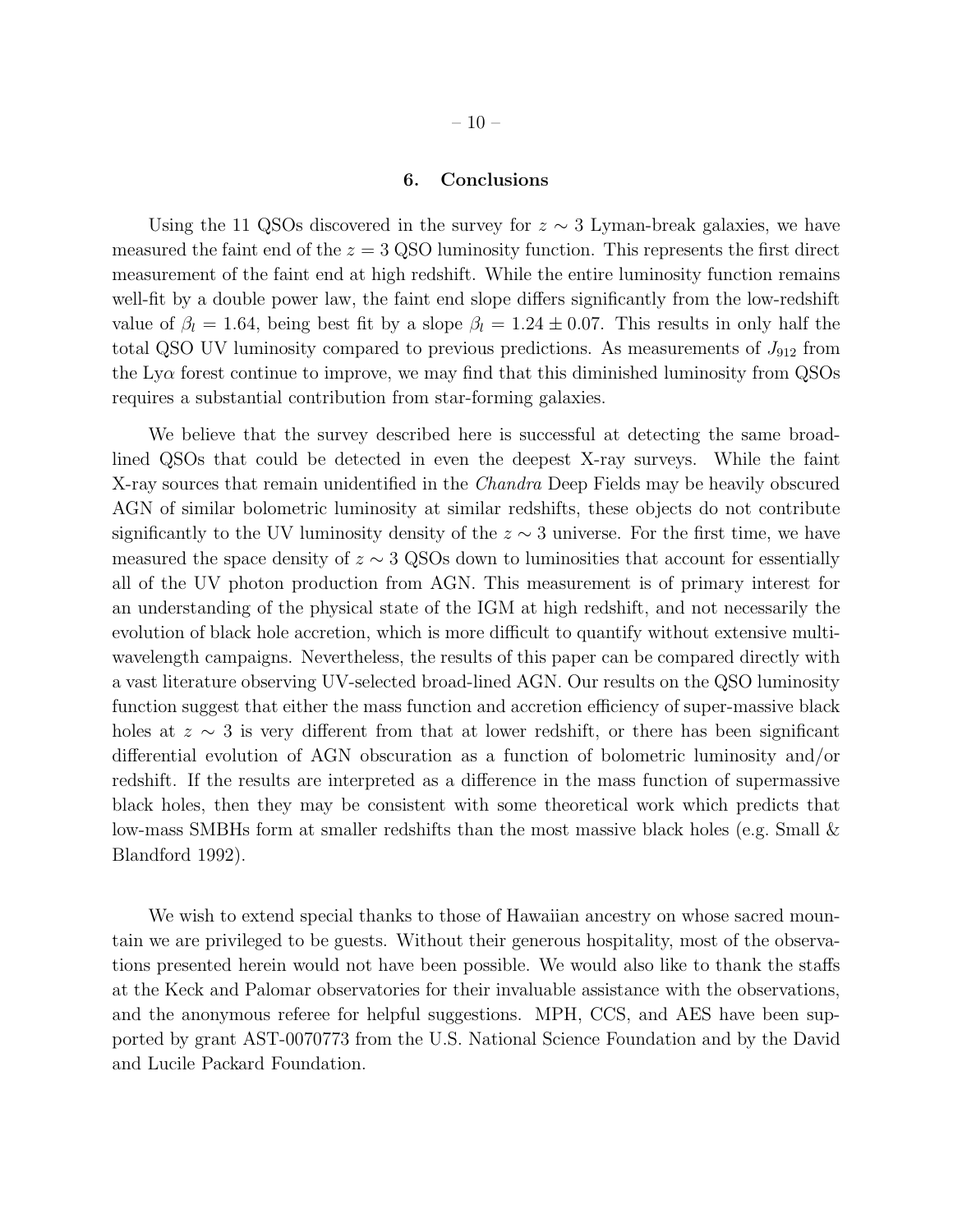## 6. Conclusions

Using the 11 QSOs discovered in the survey for $z \sim 3$ Lyman-break galaxies, we have measured the faint end of the $z = 3$ QSO luminosity function. This represents the first direct measurement of the faint end at high redshift. While the entire luminosity function remains well-fit by a double power law, the faint end slope differs significantly from the low-redshift value of $\beta_l = 1.64$, being best fit by a slope $\beta_l = 1.24 \pm 0.07$. This results in only half the total QSO UV luminosity compared to previous predictions. As measurements of $J_{912}$ from the Ly$\alpha$ forest continue to improve, we may find that this diminished luminosity from QSOs requires a substantial contribution from star-forming galaxies.

We believe that the survey described here is successful at detecting the same broad-lined QSOs that could be detected in even the deepest X-ray surveys. While the faint X-ray sources that remain unidentified in the *Chandra* Deep Fields may be heavily obscured AGN of similar bolometric luminosity at similar redshifts, these objects do not contribute significantly to the UV luminosity density of the $z \sim 3$ universe. For the first time, we have measured the space density of $z \sim 3$ QSOs down to luminosities that account for essentially all of the UV photon production from AGN. This measurement is of primary interest for an understanding of the physical state of the IGM at high redshift, and not necessarily the evolution of black hole accretion, which is more difficult to quantify without extensive multi-wavelength campaigns. Nevertheless, the results of this paper can be compared directly with a vast literature observing UV-selected broad-lined AGN. Our results on the QSO luminosity function suggest that either the mass function and accretion efficiency of super-massive black holes at $z \sim 3$ is very different from that at lower redshift, or there has been significant differential evolution of AGN obscuration as a function of bolometric luminosity and/or redshift. If the results are interpreted as a difference in the mass function of supermassive black holes, then they may be consistent with some theoretical work which predicts that low-mass SMBHs form at smaller redshifts than the most massive black holes (e.g. Small & Blandford 1992).

We wish to extend special thanks to those of Hawaiian ancestry on whose sacred mountain we are privileged to be guests. Without their generous hospitality, most of the observations presented herein would not have been possible. We would also like to thank the staffs at the Keck and Palomar observatories for their invaluable assistance with the observations, and the anonymous referee for helpful suggestions. MPH, CCS, and AES have been supported by grant AST-0070773 from the U.S. National Science Foundation and by the David and Lucile Packard Foundation.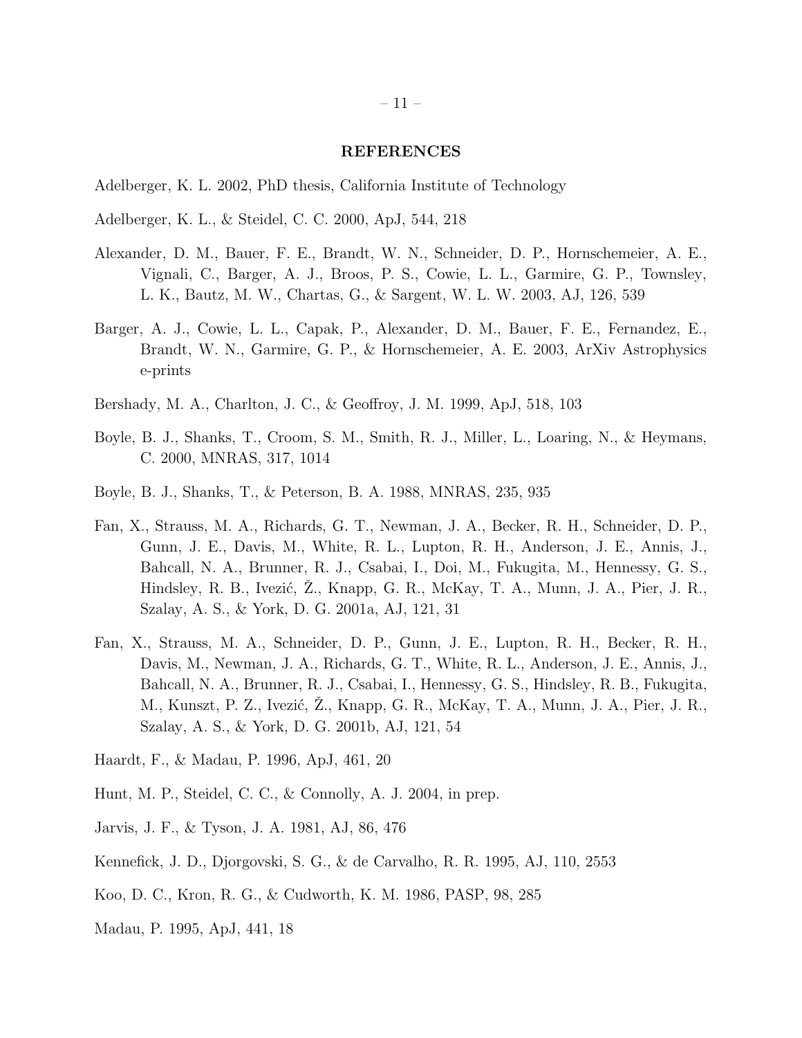## REFERENCES

Adelberger, K. L. 2002, PhD thesis, California Institute of Technology

Adelberger, K. L., & Steidel, C. C. 2000, ApJ, 544, 218

Alexander, D. M., Bauer, F. E., Brandt, W. N., Schneider, D. P., Hornschemeier, A. E., Vignali, C., Barger, A. J., Broos, P. S., Cowie, L. L., Garmire, G. P., Townsley, L. K., Bautz, M. W., Chartas, G., & Sargent, W. L. W. 2003, AJ, 126, 539

Barger, A. J., Cowie, L. L., Capak, P., Alexander, D. M., Bauer, F. E., Fernandez, E., Brandt, W. N., Garmire, G. P., & Hornschemeier, A. E. 2003, ArXiv Astrophysics e-prints

Bershady, M. A., Charlton, J. C., & Geoffroy, J. M. 1999, ApJ, 518, 103

Boyle, B. J., Shanks, T., Croom, S. M., Smith, R. J., Miller, L., Loaring, N., & Heymans, C. 2000, MNRAS, 317, 1014

Boyle, B. J., Shanks, T., & Peterson, B. A. 1988, MNRAS, 235, 935

Fan, X., Strauss, M. A., Richards, G. T., Newman, J. A., Becker, R. H., Schneider, D. P., Gunn, J. E., Davis, M., White, R. L., Lupton, R. H., Anderson, J. E., Annis, J., Bahcall, N. A., Brunner, R. J., Csabai, I., Doi, M., Fukugita, M., Hennessy, G. S., Hindsley, R. B., Ivezić, Ž., Knapp, G. R., McKay, T. A., Munn, J. A., Pier, J. R., Szalay, A. S., & York, D. G. 2001a, AJ, 121, 31

Fan, X., Strauss, M. A., Schneider, D. P., Gunn, J. E., Lupton, R. H., Becker, R. H., Davis, M., Newman, J. A., Richards, G. T., White, R. L., Anderson, J. E., Annis, J., Bahcall, N. A., Brunner, R. J., Csabai, I., Hennessy, G. S., Hindsley, R. B., Fukugita, M., Kunszt, P. Z., Ivezić, Ž., Knapp, G. R., McKay, T. A., Munn, J. A., Pier, J. R., Szalay, A. S., & York, D. G. 2001b, AJ, 121, 54

Haardt, F., & Madau, P. 1996, ApJ, 461, 20

Hunt, M. P., Steidel, C. C., & Connolly, A. J. 2004, in prep.

Jarvis, J. F., & Tyson, J. A. 1981, AJ, 86, 476

Kennefick, J. D., Djorgovski, S. G., & de Carvalho, R. R. 1995, AJ, 110, 2553

Koo, D. C., Kron, R. G., & Cudworth, K. M. 1986, PASP, 98, 285

Madau, P. 1995, ApJ, 441, 18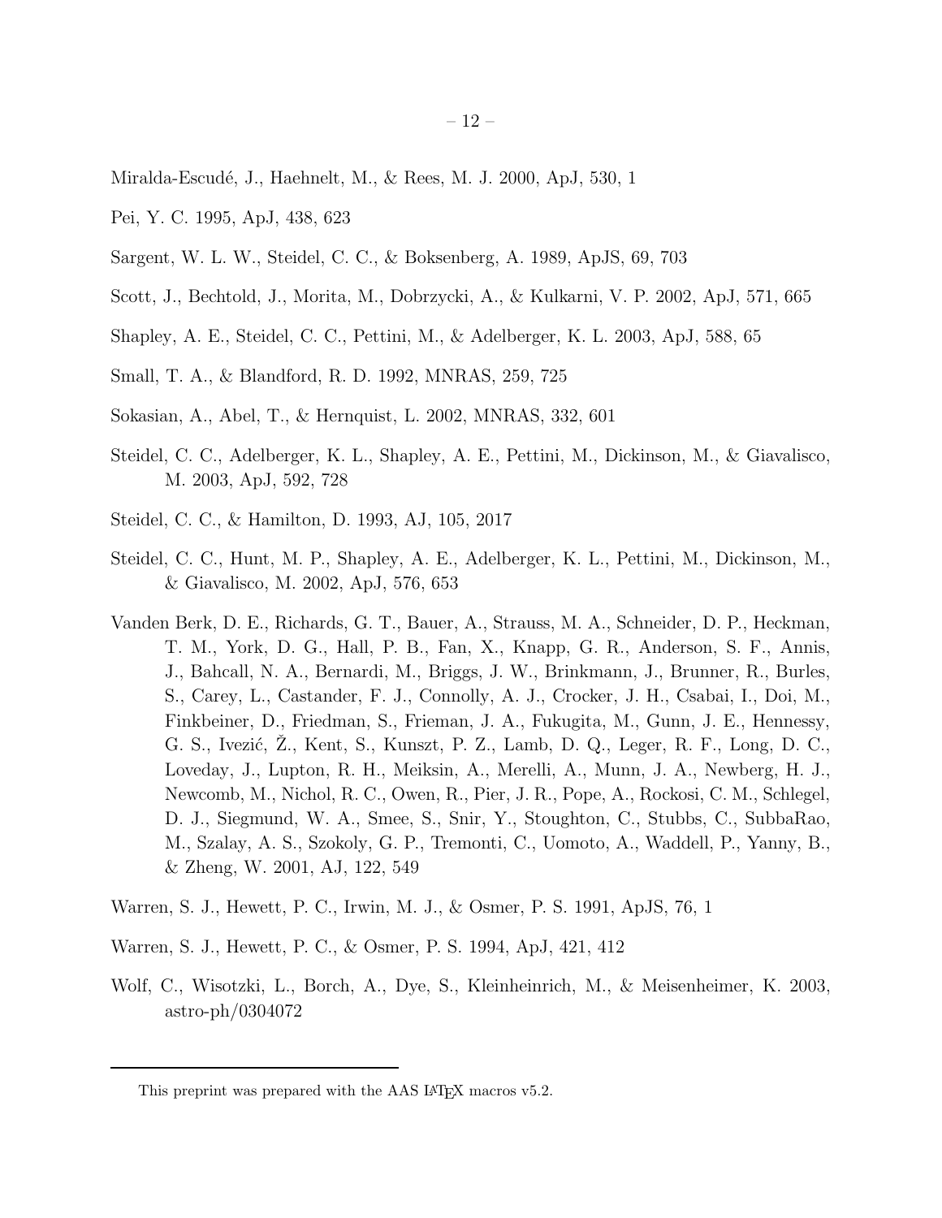Miralda-Escudé, J., Haehnelt, M., & Rees, M. J. 2000, ApJ, 530, 1

Pei, Y. C. 1995, ApJ, 438, 623

Sargent, W. L. W., Steidel, C. C., & Boksenberg, A. 1989, ApJS, 69, 703

Scott, J., Bechtold, J., Morita, M., Dobrzycki, A., & Kulkarni, V. P. 2002, ApJ, 571, 665

Shapley, A. E., Steidel, C. C., Pettini, M., & Adelberger, K. L. 2003, ApJ, 588, 65

Small, T. A., & Blandford, R. D. 1992, MNRAS, 259, 725

Sokasian, A., Abel, T., & Hernquist, L. 2002, MNRAS, 332, 601

Steidel, C. C., Adelberger, K. L., Shapley, A. E., Pettini, M., Dickinson, M., & Giavalisco, M. 2003, ApJ, 592, 728

Steidel, C. C., & Hamilton, D. 1993, AJ, 105, 2017

Steidel, C. C., Hunt, M. P., Shapley, A. E., Adelberger, K. L., Pettini, M., Dickinson, M., & Giavalisco, M. 2002, ApJ, 576, 653

Vanden Berk, D. E., Richards, G. T., Bauer, A., Strauss, M. A., Schneider, D. P., Heckman, T. M., York, D. G., Hall, P. B., Fan, X., Knapp, G. R., Anderson, S. F., Annis, J., Bahcall, N. A., Bernardi, M., Briggs, J. W., Brinkmann, J., Brunner, R., Burles, S., Carey, L., Castander, F. J., Connolly, A. J., Crocker, J. H., Csabai, I., Doi, M., Finkbeiner, D., Friedman, S., Frieman, J. A., Fukugita, M., Gunn, J. E., Hennessy, G. S., Ivezić, Ž., Kent, S., Kunszt, P. Z., Lamb, D. Q., Leger, R. F., Long, D. C., Loveday, J., Lupton, R. H., Meiksin, A., Merelli, A., Munn, J. A., Newberg, H. J., Newcomb, M., Nichol, R. C., Owen, R., Pier, J. R., Pope, A., Rockosi, C. M., Schlegel, D. J., Siegmund, W. A., Smee, S., Snir, Y., Stoughton, C., Stubbs, C., SubbaRao, M., Szalay, A. S., Szokoly, G. P., Tremonti, C., Uomoto, A., Waddell, P., Yanny, B., & Zheng, W. 2001, AJ, 122, 549

Warren, S. J., Hewett, P. C., Irwin, M. J., & Osmer, P. S. 1991, ApJS, 76, 1

Warren, S. J., Hewett, P. C., & Osmer, P. S. 1994, ApJ, 421, 412

Wolf, C., Wisotzki, L., Borch, A., Dye, S., Kleinheinrich, M., & Meisenheimer, K. 2003, astro-ph/0304072

---

This preprint was prepared with the AAS LaTeX macros v5.2.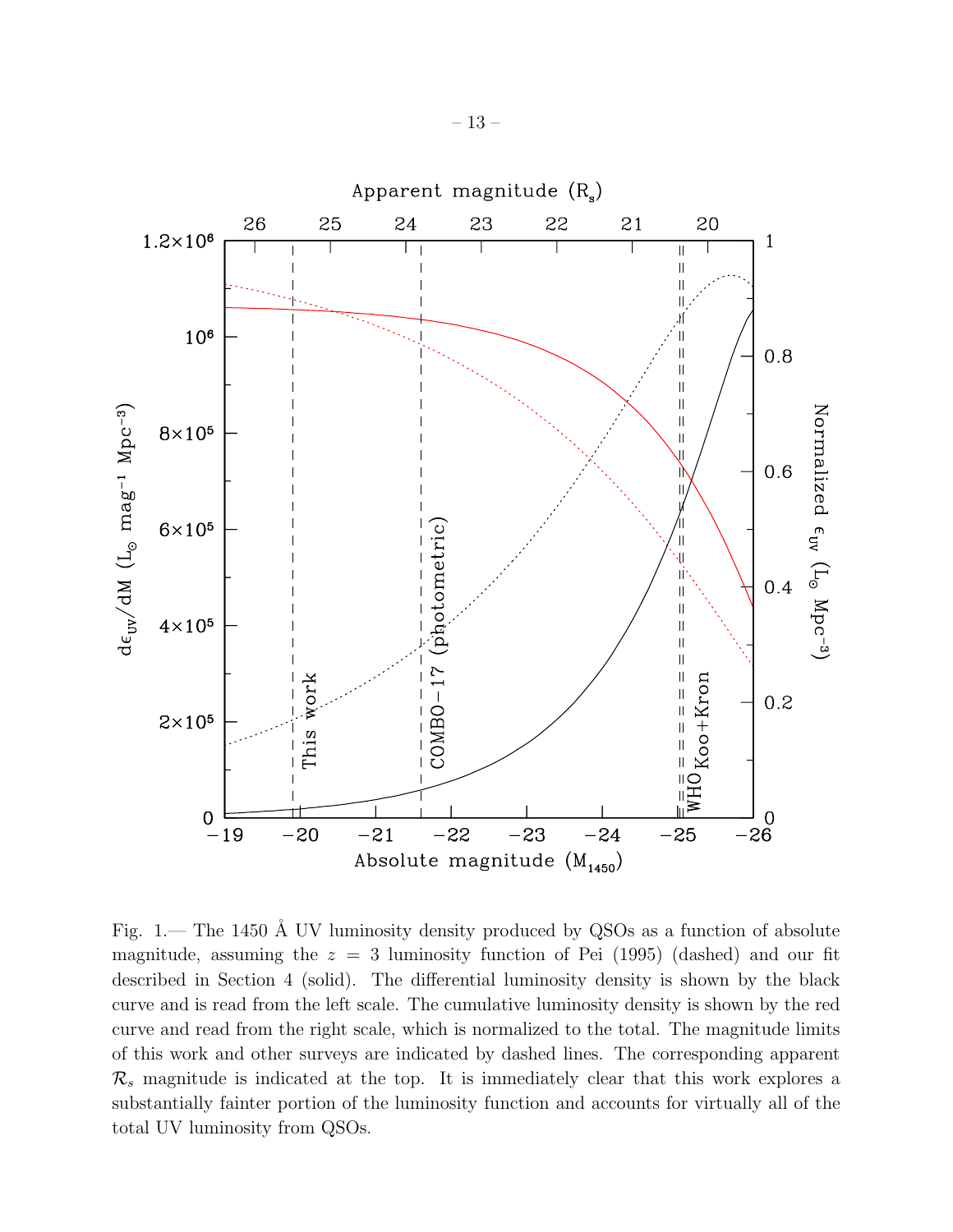Fig. 1.— The 1450 Å UV luminosity density produced by QSOs as a function of absolute magnitude, assuming the $z = 3$ luminosity function of Pei (1995) (dashed) and our fit described in Section 4 (solid). The differential luminosity density is shown by the black curve and is read from the left scale. The cumulative luminosity density is shown by the red curve and read from the right scale, which is normalized to the total. The magnitude limits of this work and other surveys are indicated by dashed lines. The corresponding apparent $\mathcal{R}_s$ magnitude is indicated at the top. It is immediately clear that this work explores a substantially fainter portion of the luminosity function and accounts for virtually all of the total UV luminosity from QSOs.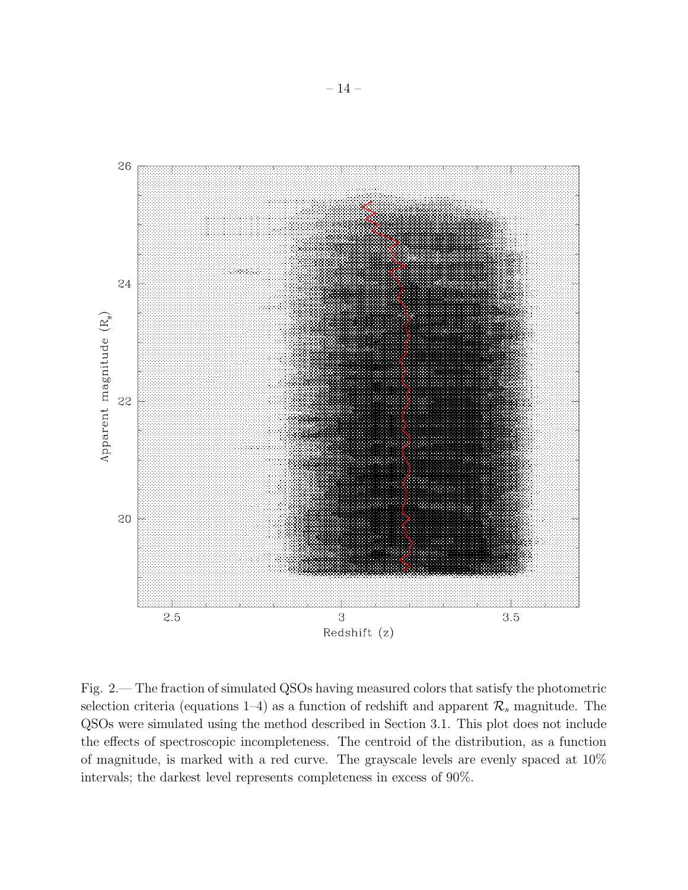Fig. 2.— The fraction of simulated QSOs having measured colors that satisfy the photometric selection criteria (equations 1–4) as a function of redshift and apparent $\mathcal{R}_s$ magnitude. The QSOs were simulated using the method described in Section 3.1. This plot does not include the effects of spectroscopic incompleteness. The centroid of the distribution, as a function of magnitude, is marked with a red curve. The grayscale levels are evenly spaced at 10% intervals; the darkest level represents completeness in excess of 90%.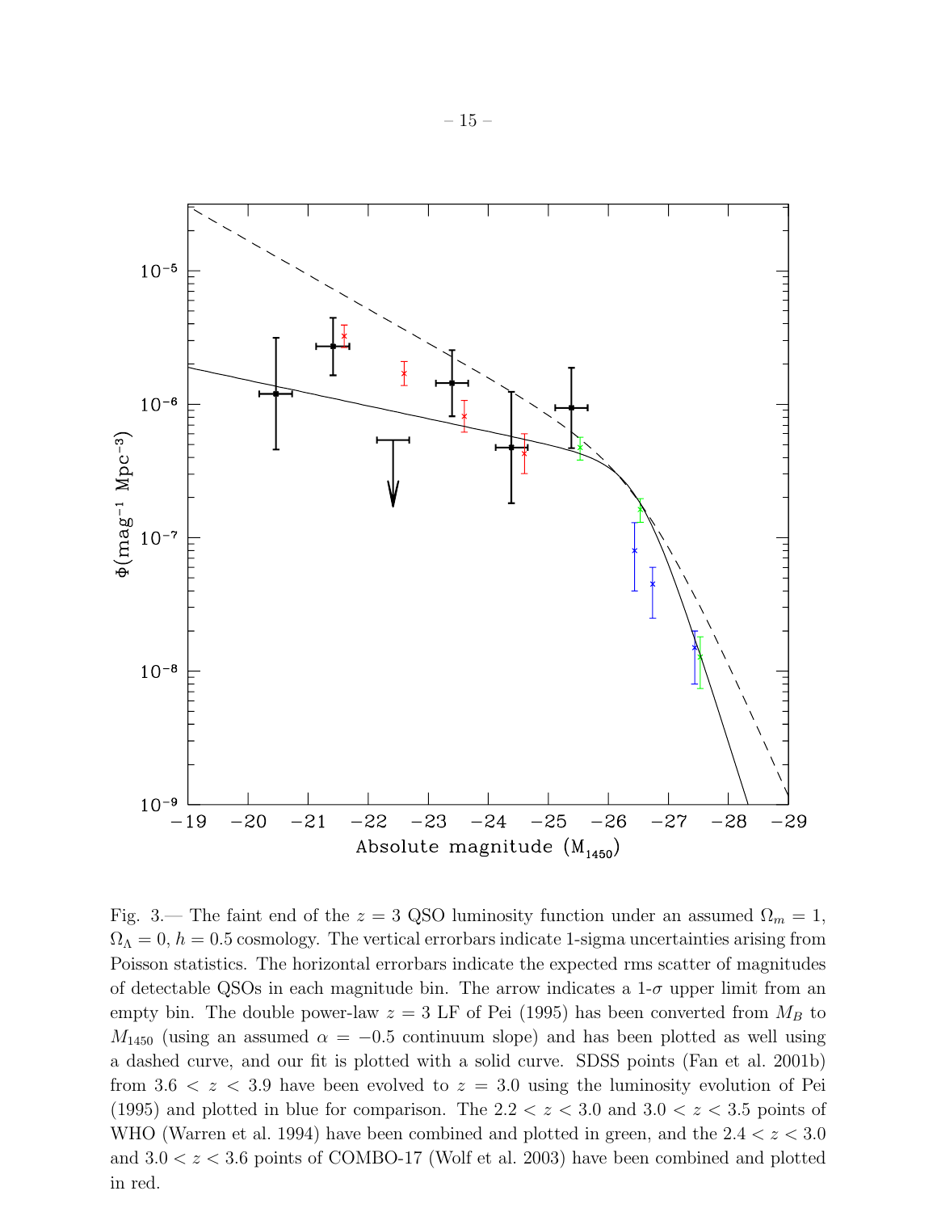Φ(mag⁻¹ Mpc⁻³)

$10^{-5}$

$10^{-6}$

$10^{-7}$

$10^{-8}$

$10^{-9}$

−19 −20 −21 −22 −23 −24 −25 −26 −27 −28 −29

Absolute magnitude ($M_{1450}$)

Fig. 3.— The faint end of the $z = 3$ QSO luminosity function under an assumed $\Omega_m = 1$, $\Omega_\Lambda = 0$, $h = 0.5$ cosmology. The vertical errorbars indicate 1-sigma uncertainties arising from Poisson statistics. The horizontal errorbars indicate the expected rms scatter of magnitudes of detectable QSOs in each magnitude bin. The arrow indicates a 1-$\sigma$ upper limit from an empty bin. The double power-law $z = 3$ LF of Pei (1995) has been converted from $M_B$ to $M_{1450}$ (using an assumed $\alpha = -0.5$ continuum slope) and has been plotted as well using a dashed curve, and our fit is plotted with a solid curve. SDSS points (Fan et al. 2001b) from $3.6 < z < 3.9$ have been evolved to $z = 3.0$ using the luminosity evolution of Pei (1995) and plotted in blue for comparison. The $2.2 < z < 3.0$ and $3.0 < z < 3.5$ points of WHO (Warren et al. 1994) have been combined and plotted in green, and the $2.4 < z < 3.0$ and $3.0 < z < 3.6$ points of COMBO-17 (Wolf et al. 2003) have been combined and plotted in red.